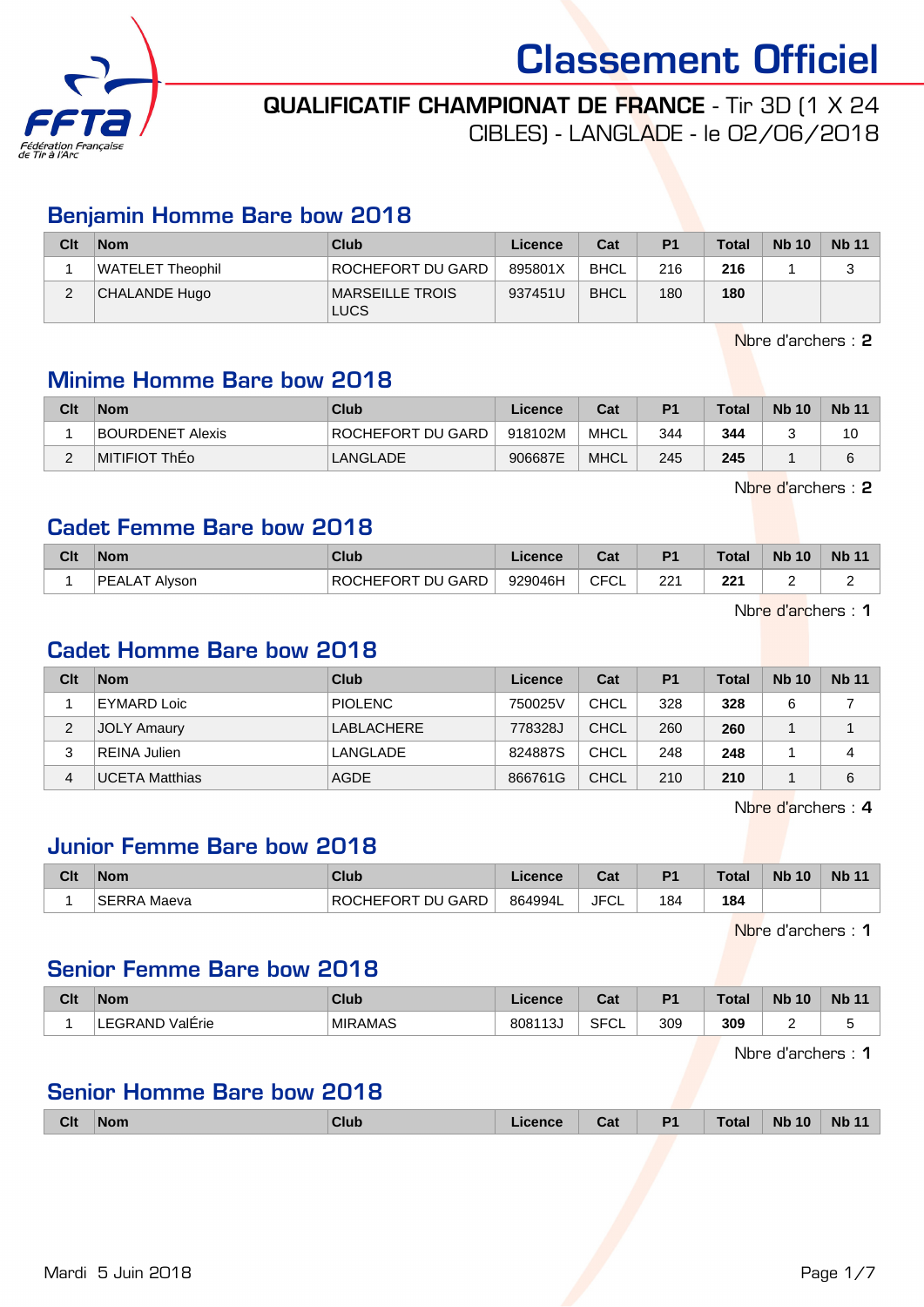# Classement Officiel

## QUALIFICATIF CHAMPIONAT DE FRANCE - Tir 3D (1 X 24 CIBLES) - LANGLADE - le 02/06/2018

## Benjamin Homme Bare bow 2018

| Clt | Nom | Club | Licence | Cat | P1 | Total | Nb 10 | Nb 11 |
|---|---|---|---|---|---|---|---|---|
| 1 | WATELET Theophil | ROCHEFORT DU GARD | 895801X | BHCL | 216 | **216** | 1 | 3 |
| 2 | CHALANDE Hugo | MARSEILLE TROIS LUCS | 937451U | BHCL | 180 | **180** | | |

Nbre d'archers : **2**

## Minime Homme Bare bow 2018

| Clt | Nom | Club | Licence | Cat | P1 | Total | Nb 10 | Nb 11 |
|---|---|---|---|---|---|---|---|---|
| 1 | BOURDENET Alexis | ROCHEFORT DU GARD | 918102M | MHCL | 344 | **344** | 3 | 10 |
| 2 | MITIFIOT ThÉo | LANGLADE | 906687E | MHCL | 245 | **245** | 1 | 6 |

Nbre d'archers : **2**

## Cadet Femme Bare bow 2018

| Clt | Nom | Club | Licence | Cat | P1 | Total | Nb 10 | Nb 11 |
|---|---|---|---|---|---|---|---|---|
| 1 | PEALAT Alyson | ROCHEFORT DU GARD | 929046H | CFCL | 221 | **221** | 2 | 2 |

Nbre d'archers : **1**

## Cadet Homme Bare bow 2018

| Clt | Nom | Club | Licence | Cat | P1 | Total | Nb 10 | Nb 11 |
|---|---|---|---|---|---|---|---|---|
| 1 | EYMARD Loic | PIOLENC | 750025V | CHCL | 328 | **328** | 6 | 7 |
| 2 | JOLY Amaury | LABLACHERE | 778328J | CHCL | 260 | **260** | 1 | 1 |
| 3 | REINA Julien | LANGLADE | 824887S | CHCL | 248 | **248** | 1 | 4 |
| 4 | UCETA Matthias | AGDE | 866761G | CHCL | 210 | **210** | 1 | 6 |

Nbre d'archers : **4**

## Junior Femme Bare bow 2018

| Clt | Nom | Club | Licence | Cat | P1 | Total | Nb 10 | Nb 11 |
|---|---|---|---|---|---|---|---|---|
| 1 | SERRA Maeva | ROCHEFORT DU GARD | 864994L | JFCL | 184 | **184** | | |

Nbre d'archers : **1**

## Senior Femme Bare bow 2018

| Clt | Nom | Club | Licence | Cat | P1 | Total | Nb 10 | Nb 11 |
|---|---|---|---|---|---|---|---|---|
| 1 | LEGRAND ValÉrie | MIRAMAS | 808113J | SFCL | 309 | **309** | 2 | 5 |

Nbre d'archers : **1**

## Senior Homme Bare bow 2018

| Clt | Nom | Club | Licence | Cat | P1 | Total | Nb 10 | Nb 11 |
|---|---|---|---|---|---|---|---|---|

Mardi 5 Juin 2018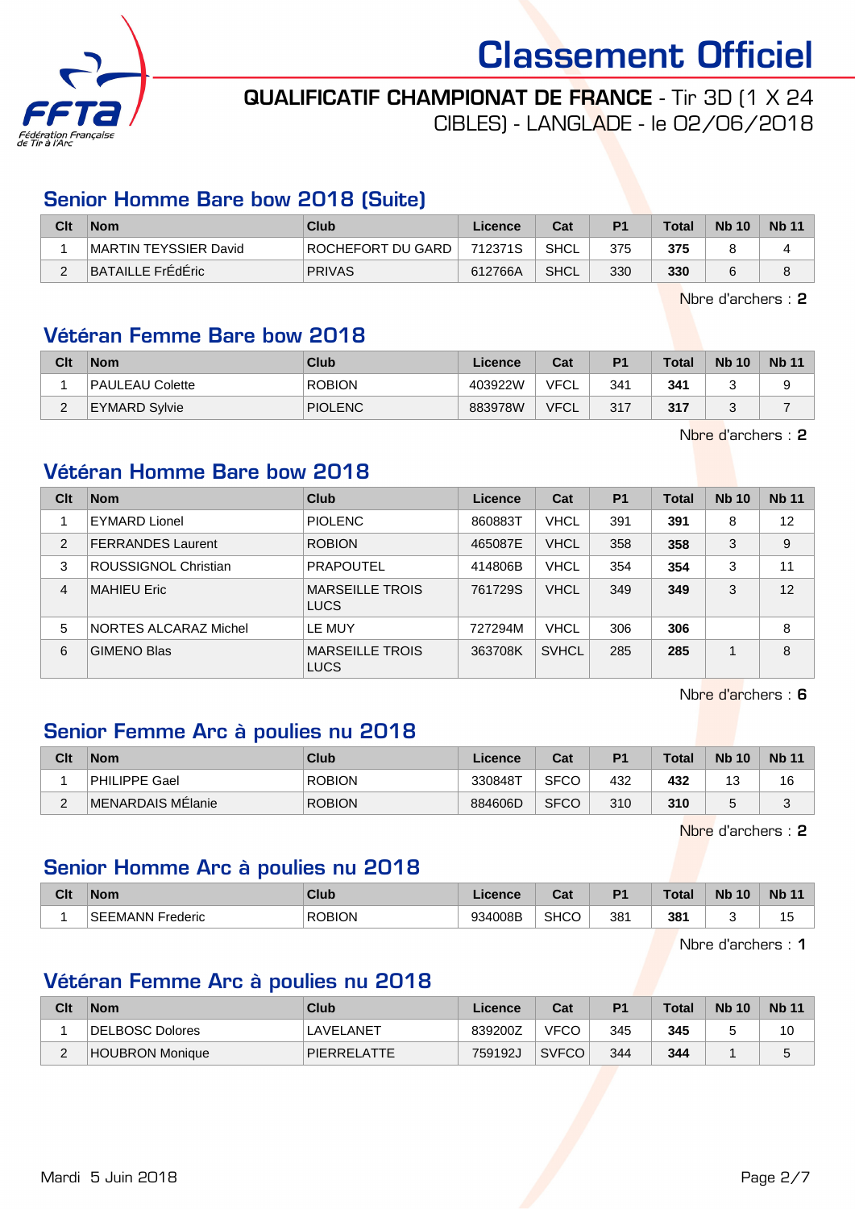# Classement Officiel

**QUALIFICATIF CHAMPIONAT DE FRANCE** - Tir 3D (1 X 24 CIBLES) - LANGLADE - le 02/06/2018

## Senior Homme Bare bow 2018 (Suite)

| Clt | Nom | Club | Licence | Cat | P1 | Total | Nb 10 | Nb 11 |
|---|---|---|---|---|---|---|---|---|
| 1 | MARTIN TEYSSIER David | ROCHEFORT DU GARD | 712371S | SHCL | 375 | **375** | 8 | 4 |
| 2 | BATAILLE FrÉdÉric | PRIVAS | 612766A | SHCL | 330 | **330** | 6 | 8 |

Nbre d'archers : **2**

## Vétéran Femme Bare bow 2018

| Clt | Nom | Club | Licence | Cat | P1 | Total | Nb 10 | Nb 11 |
|---|---|---|---|---|---|---|---|---|
| 1 | PAULEAU Colette | ROBION | 403922W | VFCL | 341 | **341** | 3 | 9 |
| 2 | EYMARD Sylvie | PIOLENC | 883978W | VFCL | 317 | **317** | 3 | 7 |

Nbre d'archers : **2**

## Vétéran Homme Bare bow 2018

| Clt | Nom | Club | Licence | Cat | P1 | Total | Nb 10 | Nb 11 |
|---|---|---|---|---|---|---|---|---|
| 1 | EYMARD Lionel | PIOLENC | 860883T | VHCL | 391 | **391** | 8 | 12 |
| 2 | FERRANDES Laurent | ROBION | 465087E | VHCL | 358 | **358** | 3 | 9 |
| 3 | ROUSSIGNOL Christian | PRAPOUTEL | 414806B | VHCL | 354 | **354** | 3 | 11 |
| 4 | MAHIEU Eric | MARSEILLE TROIS LUCS | 761729S | VHCL | 349 | **349** | 3 | 12 |
| 5 | NORTES ALCARAZ Michel | LE MUY | 727294M | VHCL | 306 | **306** | | 8 |
| 6 | GIMENO Blas | MARSEILLE TROIS LUCS | 363708K | SVHCL | 285 | **285** | 1 | 8 |

Nbre d'archers : **6**

## Senior Femme Arc à poulies nu 2018

| Clt | Nom | Club | Licence | Cat | P1 | Total | Nb 10 | Nb 11 |
|---|---|---|---|---|---|---|---|---|
| 1 | PHILIPPE Gael | ROBION | 330848T | SFCO | 432 | **432** | 13 | 16 |
| 2 | MENARDAIS MÉlanie | ROBION | 884606D | SFCO | 310 | **310** | 5 | 3 |

Nbre d'archers : **2**

## Senior Homme Arc à poulies nu 2018

| Clt | Nom | Club | Licence | Cat | P1 | Total | Nb 10 | Nb 11 |
|---|---|---|---|---|---|---|---|---|
| 1 | SEEMANN Frederic | ROBION | 934008B | SHCO | 381 | **381** | 3 | 15 |

Nbre d'archers : **1**

## Vétéran Femme Arc à poulies nu 2018

| Clt | Nom | Club | Licence | Cat | P1 | Total | Nb 10 | Nb 11 |
|---|---|---|---|---|---|---|---|---|
| 1 | DELBOSC Dolores | LAVELANET | 839200Z | VFCO | 345 | **345** | 5 | 10 |
| 2 | HOUBRON Monique | PIERRELATTE | 759192J | SVFCO | 344 | **344** | 1 | 5 |

Mardi 5 Juin 2018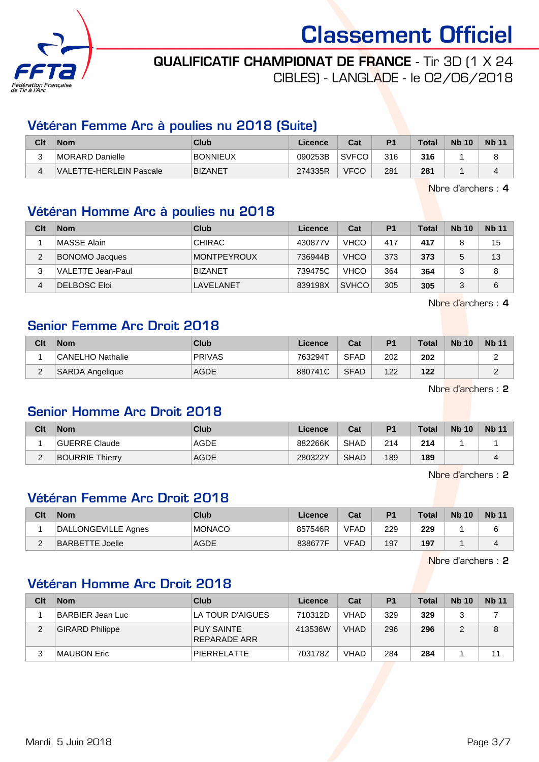# Classement Officiel

**QUALIFICATIF CHAMPIONAT DE FRANCE** - Tir 3D (1 X 24 CIBLES) - LANGLADE - le 02/06/2018

## Vétéran Femme Arc à poulies nu 2018 (Suite)

| Clt | Nom | Club | Licence | Cat | P1 | Total | Nb 10 | Nb 11 |
|---|---|---|---|---|---|---|---|---|
| 3 | MORARD Danielle | BONNIEUX | 090253B | SVFCO | 316 | **316** | 1 | 8 |
| 4 | VALETTE-HERLEIN Pascale | BIZANET | 274335R | VFCO | 281 | **281** | 1 | 4 |

Nbre d'archers : **4**

## Vétéran Homme Arc à poulies nu 2018

| Clt | Nom | Club | Licence | Cat | P1 | Total | Nb 10 | Nb 11 |
|---|---|---|---|---|---|---|---|---|
| 1 | MASSE Alain | CHIRAC | 430877V | VHCO | 417 | **417** | 8 | 15 |
| 2 | BONOMO Jacques | MONTPEYROUX | 736944B | VHCO | 373 | **373** | 5 | 13 |
| 3 | VALETTE Jean-Paul | BIZANET | 739475C | VHCO | 364 | **364** | 3 | 8 |
| 4 | DELBOSC Eloi | LAVELANET | 839198X | SVHCO | 305 | **305** | 3 | 6 |

Nbre d'archers : **4**

## Senior Femme Arc Droit 2018

| Clt | Nom | Club | Licence | Cat | P1 | Total | Nb 10 | Nb 11 |
|---|---|---|---|---|---|---|---|---|
| 1 | CANELHO Nathalie | PRIVAS | 763294T | SFAD | 202 | **202** | | 2 |
| 2 | SARDA Angelique | AGDE | 880741C | SFAD | 122 | **122** | | 2 |

Nbre d'archers : **2**

## Senior Homme Arc Droit 2018

| Clt | Nom | Club | Licence | Cat | P1 | Total | Nb 10 | Nb 11 |
|---|---|---|---|---|---|---|---|---|
| 1 | GUERRE Claude | AGDE | 882266K | SHAD | 214 | **214** | 1 | 1 |
| 2 | BOURRIE Thierry | AGDE | 280322Y | SHAD | 189 | **189** | | 4 |

Nbre d'archers : **2**

## Vétéran Femme Arc Droit 2018

| Clt | Nom | Club | Licence | Cat | P1 | Total | Nb 10 | Nb 11 |
|---|---|---|---|---|---|---|---|---|
| 1 | DALLONGEVILLE Agnes | MONACO | 857546R | VFAD | 229 | **229** | 1 | 6 |
| 2 | BARBETTE Joelle | AGDE | 838677F | VFAD | 197 | **197** | 1 | 4 |

Nbre d'archers : **2**

## Vétéran Homme Arc Droit 2018

| Clt | Nom | Club | Licence | Cat | P1 | Total | Nb 10 | Nb 11 |
|---|---|---|---|---|---|---|---|---|
| 1 | BARBIER Jean Luc | LA TOUR D'AIGUES | 710312D | VHAD | 329 | **329** | 3 | 7 |
| 2 | GIRARD Philippe | PUY SAINTE REPARADE ARR | 413536W | VHAD | 296 | **296** | 2 | 8 |
| 3 | MAUBON Eric | PIERRELATTE | 703178Z | VHAD | 284 | **284** | 1 | 11 |

Mardi 5 Juin 2018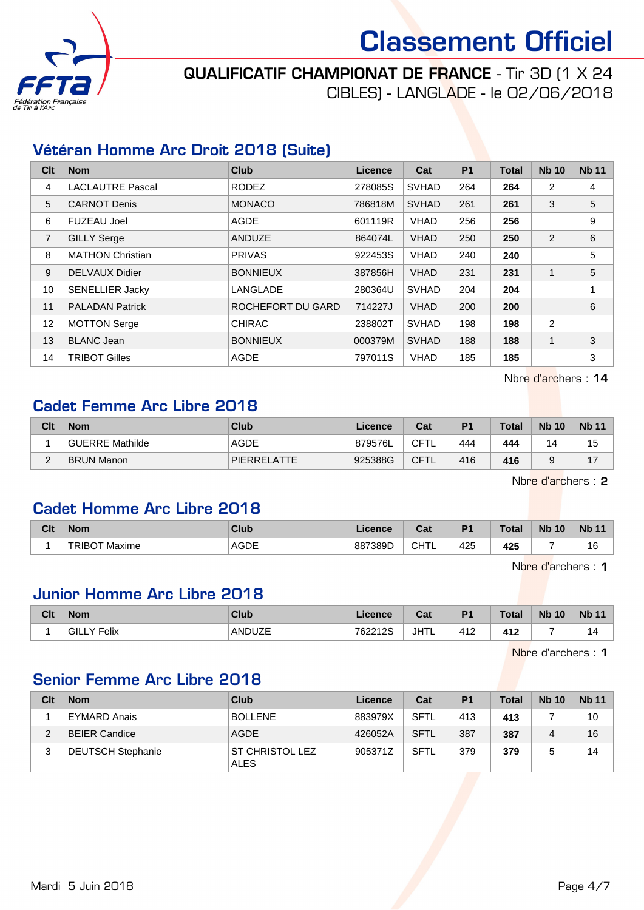# Classement Officiel

**QUALIFICATIF CHAMPIONAT DE FRANCE** - Tir 3D (1 X 24 CIBLES) - LANGLADE - le 02/06/2018

## Vétéran Homme Arc Droit 2018 (Suite)

| Clt | Nom | Club | Licence | Cat | P1 | Total | Nb 10 | Nb 11 |
|---|---|---|---|---|---|---|---|---|
| 4 | LACLAUTRE Pascal | RODEZ | 278085S | SVHAD | 264 | **264** | 2 | 4 |
| 5 | CARNOT Denis | MONACO | 786818M | SVHAD | 261 | **261** | 3 | 5 |
| 6 | FUZEAU Joel | AGDE | 601119R | VHAD | 256 | **256** | | 9 |
| 7 | GILLY Serge | ANDUZE | 864074L | VHAD | 250 | **250** | 2 | 6 |
| 8 | MATHON Christian | PRIVAS | 922453S | VHAD | 240 | **240** | | 5 |
| 9 | DELVAUX Didier | BONNIEUX | 387856H | VHAD | 231 | **231** | 1 | 5 |
| 10 | SENELLIER Jacky | LANGLADE | 280364U | SVHAD | 204 | **204** | | 1 |
| 11 | PALADAN Patrick | ROCHEFORT DU GARD | 714227J | VHAD | 200 | **200** | | 6 |
| 12 | MOTTON Serge | CHIRAC | 238802T | SVHAD | 198 | **198** | 2 | |
| 13 | BLANC Jean | BONNIEUX | 000379M | SVHAD | 188 | **188** | 1 | 3 |
| 14 | TRIBOT Gilles | AGDE | 797011S | VHAD | 185 | **185** | | 3 |

Nbre d'archers : **14**

## Cadet Femme Arc Libre 2018

| Clt | Nom | Club | Licence | Cat | P1 | Total | Nb 10 | Nb 11 |
|---|---|---|---|---|---|---|---|---|
| 1 | GUERRE Mathilde | AGDE | 879576L | CFTL | 444 | **444** | 14 | 15 |
| 2 | BRUN Manon | PIERRELATTE | 925388G | CFTL | 416 | **416** | 9 | 17 |

Nbre d'archers : **2**

## Cadet Homme Arc Libre 2018

| Clt | Nom | Club | Licence | Cat | P1 | Total | Nb 10 | Nb 11 |
|---|---|---|---|---|---|---|---|---|
| 1 | TRIBOT Maxime | AGDE | 887389D | CHTL | 425 | **425** | 7 | 16 |

Nbre d'archers : **1**

## Junior Homme Arc Libre 2018

| Clt | Nom | Club | Licence | Cat | P1 | Total | Nb 10 | Nb 11 |
|---|---|---|---|---|---|---|---|---|
| 1 | GILLY Felix | ANDUZE | 762212S | JHTL | 412 | **412** | 7 | 14 |

Nbre d'archers : **1**

## Senior Femme Arc Libre 2018

| Clt | Nom | Club | Licence | Cat | P1 | Total | Nb 10 | Nb 11 |
|---|---|---|---|---|---|---|---|---|
| 1 | EYMARD Anais | BOLLENE | 883979X | SFTL | 413 | **413** | 7 | 10 |
| 2 | BEIER Candice | AGDE | 426052A | SFTL | 387 | **387** | 4 | 16 |
| 3 | DEUTSCH Stephanie | ST CHRISTOL LEZ ALES | 905371Z | SFTL | 379 | **379** | 5 | 14 |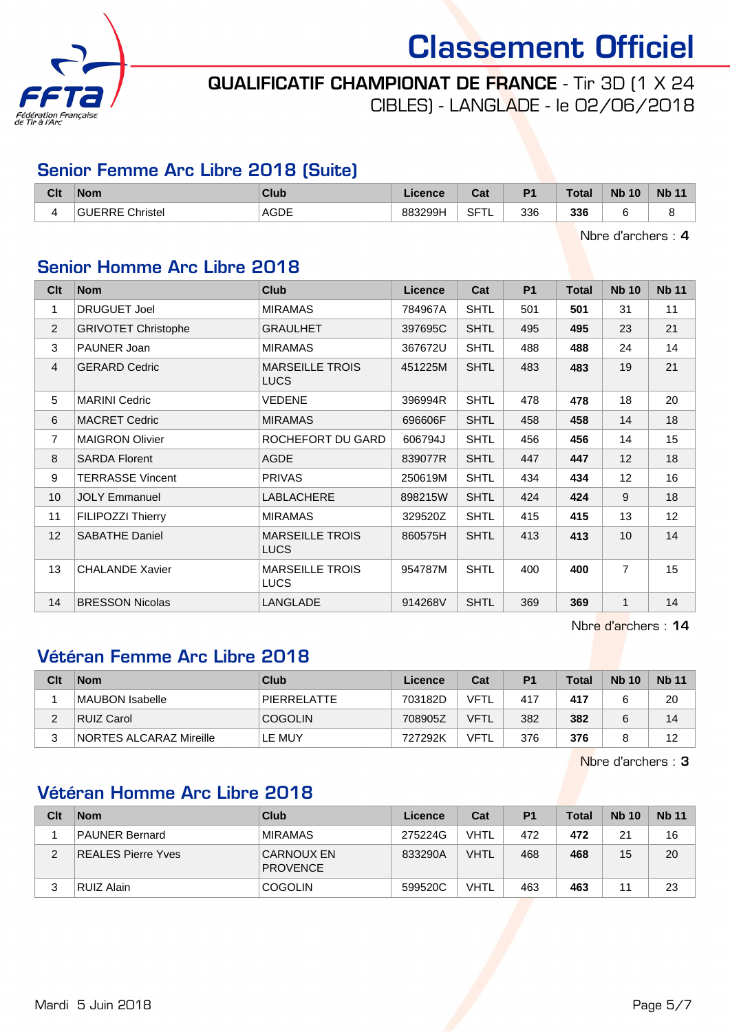# Classement Officiel

**QUALIFICATIF CHAMPIONAT DE FRANCE** - Tir 3D (1 X 24 CIBLES) - LANGLADE - le 02/06/2018

## Senior Femme Arc Libre 2018 (Suite)

| Clt | Nom | Club | Licence | Cat | P1 | Total | Nb 10 | Nb 11 |
|---|---|---|---|---|---|---|---|---|
| 4 | GUERRE Christel | AGDE | 883299H | SFTL | 336 | **336** | 6 | 8 |

Nbre d'archers : **4**

## Senior Homme Arc Libre 2018

| Clt | Nom | Club | Licence | Cat | P1 | Total | Nb 10 | Nb 11 |
|---|---|---|---|---|---|---|---|---|
| 1 | DRUGUET Joel | MIRAMAS | 784967A | SHTL | 501 | **501** | 31 | 11 |
| 2 | GRIVOTET Christophe | GRAULHET | 397695C | SHTL | 495 | **495** | 23 | 21 |
| 3 | PAUNER Joan | MIRAMAS | 367672U | SHTL | 488 | **488** | 24 | 14 |
| 4 | GERARD Cedric | MARSEILLE TROIS LUCS | 451225M | SHTL | 483 | **483** | 19 | 21 |
| 5 | MARINI Cedric | VEDENE | 396994R | SHTL | 478 | **478** | 18 | 20 |
| 6 | MACRET Cedric | MIRAMAS | 696606F | SHTL | 458 | **458** | 14 | 18 |
| 7 | MAIGRON Olivier | ROCHEFORT DU GARD | 606794J | SHTL | 456 | **456** | 14 | 15 |
| 8 | SARDA Florent | AGDE | 839077R | SHTL | 447 | **447** | 12 | 18 |
| 9 | TERRASSE Vincent | PRIVAS | 250619M | SHTL | 434 | **434** | 12 | 16 |
| 10 | JOLY Emmanuel | LABLACHERE | 898215W | SHTL | 424 | **424** | 9 | 18 |
| 11 | FILIPOZZI Thierry | MIRAMAS | 329520Z | SHTL | 415 | **415** | 13 | 12 |
| 12 | SABATHE Daniel | MARSEILLE TROIS LUCS | 860575H | SHTL | 413 | **413** | 10 | 14 |
| 13 | CHALANDE Xavier | MARSEILLE TROIS LUCS | 954787M | SHTL | 400 | **400** | 7 | 15 |
| 14 | BRESSON Nicolas | LANGLADE | 914268V | SHTL | 369 | **369** | 1 | 14 |

Nbre d'archers : **14**

## Vétéran Femme Arc Libre 2018

| Clt | Nom | Club | Licence | Cat | P1 | Total | Nb 10 | Nb 11 |
|---|---|---|---|---|---|---|---|---|
| 1 | MAUBON Isabelle | PIERRELATTE | 703182D | VFTL | 417 | **417** | 6 | 20 |
| 2 | RUIZ Carol | COGOLIN | 708905Z | VFTL | 382 | **382** | 6 | 14 |
| 3 | NORTES ALCARAZ Mireille | LE MUY | 727292K | VFTL | 376 | **376** | 8 | 12 |

Nbre d'archers : **3**

## Vétéran Homme Arc Libre 2018

| Clt | Nom | Club | Licence | Cat | P1 | Total | Nb 10 | Nb 11 |
|---|---|---|---|---|---|---|---|---|
| 1 | PAUNER Bernard | MIRAMAS | 275224G | VHTL | 472 | **472** | 21 | 16 |
| 2 | REALES Pierre Yves | CARNOUX EN PROVENCE | 833290A | VHTL | 468 | **468** | 15 | 20 |
| 3 | RUIZ Alain | COGOLIN | 599520C | VHTL | 463 | **463** | 11 | 23 |

Mardi 5 Juin 2018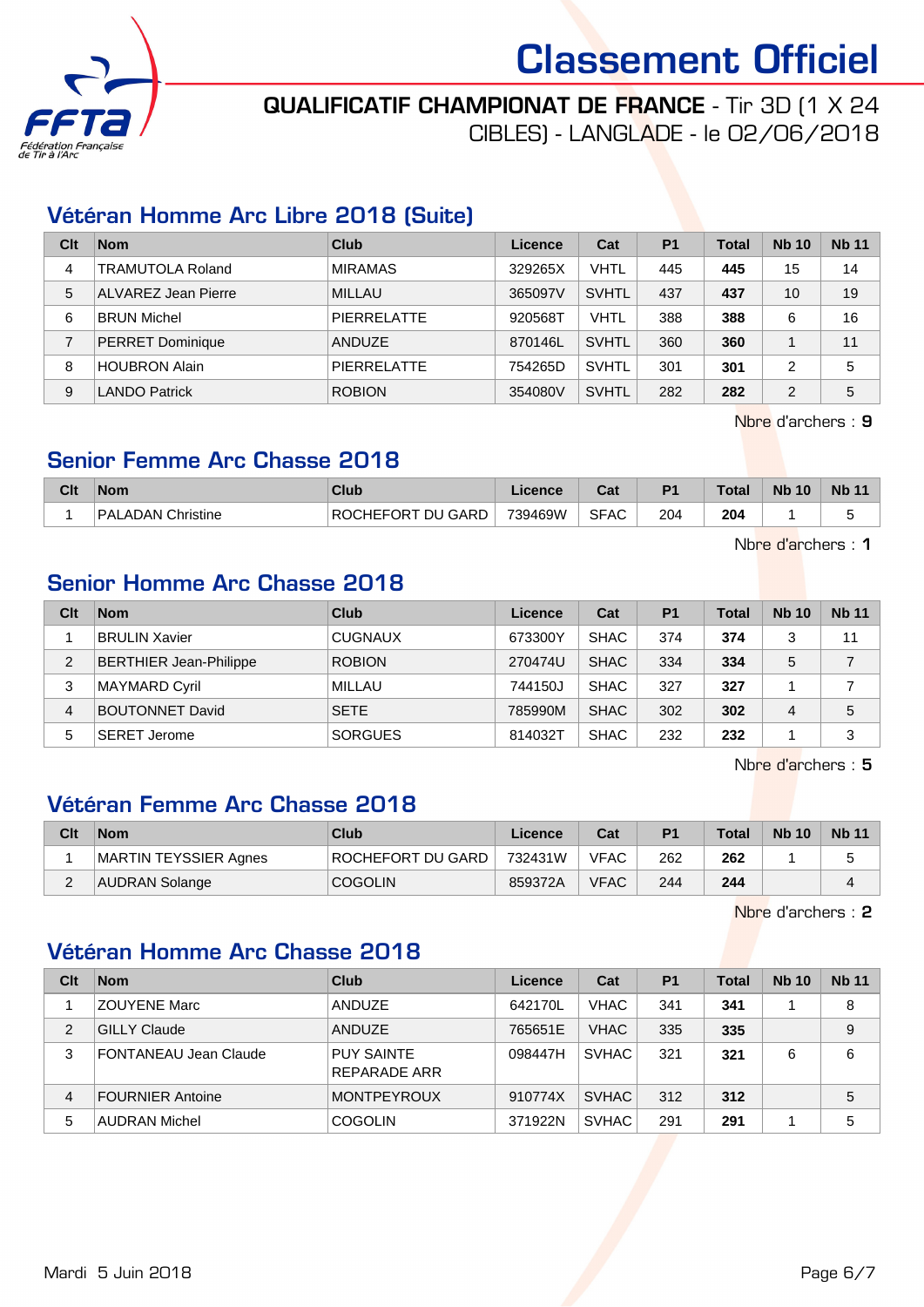# Classement Officiel

**QUALIFICATIF CHAMPIONAT DE FRANCE** - Tir 3D (1 X 24 CIBLES) - LANGLADE - le 02/06/2018

## Vétéran Homme Arc Libre 2018 (Suite)

| Clt | Nom | Club | Licence | Cat | P1 | Total | Nb 10 | Nb 11 |
|---|---|---|---|---|---|---|---|---|
| 4 | TRAMUTOLA Roland | MIRAMAS | 329265X | VHTL | 445 | **445** | 15 | 14 |
| 5 | ALVAREZ Jean Pierre | MILLAU | 365097V | SVHTL | 437 | **437** | 10 | 19 |
| 6 | BRUN Michel | PIERRELATTE | 920568T | VHTL | 388 | **388** | 6 | 16 |
| 7 | PERRET Dominique | ANDUZE | 870146L | SVHTL | 360 | **360** | 1 | 11 |
| 8 | HOUBRON Alain | PIERRELATTE | 754265D | SVHTL | 301 | **301** | 2 | 5 |
| 9 | LANDO Patrick | ROBION | 354080V | SVHTL | 282 | **282** | 2 | 5 |

Nbre d'archers : **9**

## Senior Femme Arc Chasse 2018

| Clt | Nom | Club | Licence | Cat | P1 | Total | Nb 10 | Nb 11 |
|---|---|---|---|---|---|---|---|---|
| 1 | PALADAN Christine | ROCHEFORT DU GARD | 739469W | SFAC | 204 | **204** | 1 | 5 |

Nbre d'archers : **1**

## Senior Homme Arc Chasse 2018

| Clt | Nom | Club | Licence | Cat | P1 | Total | Nb 10 | Nb 11 |
|---|---|---|---|---|---|---|---|---|
| 1 | BRULIN Xavier | CUGNAUX | 673300Y | SHAC | 374 | **374** | 3 | 11 |
| 2 | BERTHIER Jean-Philippe | ROBION | 270474U | SHAC | 334 | **334** | 5 | 7 |
| 3 | MAYMARD Cyril | MILLAU | 744150J | SHAC | 327 | **327** | 1 | 7 |
| 4 | BOUTONNET David | SETE | 785990M | SHAC | 302 | **302** | 4 | 5 |
| 5 | SERET Jerome | SORGUES | 814032T | SHAC | 232 | **232** | 1 | 3 |

Nbre d'archers : **5**

## Vétéran Femme Arc Chasse 2018

| Clt | Nom | Club | Licence | Cat | P1 | Total | Nb 10 | Nb 11 |
|---|---|---|---|---|---|---|---|---|
| 1 | MARTIN TEYSSIER Agnes | ROCHEFORT DU GARD | 732431W | VFAC | 262 | **262** | 1 | 5 |
| 2 | AUDRAN Solange | COGOLIN | 859372A | VFAC | 244 | **244** | | 4 |

Nbre d'archers : **2**

## Vétéran Homme Arc Chasse 2018

| Clt | Nom | Club | Licence | Cat | P1 | Total | Nb 10 | Nb 11 |
|---|---|---|---|---|---|---|---|---|
| 1 | ZOUYENE Marc | ANDUZE | 642170L | VHAC | 341 | **341** | 1 | 8 |
| 2 | GILLY Claude | ANDUZE | 765651E | VHAC | 335 | **335** | | 9 |
| 3 | FONTANEAU Jean Claude | PUY SAINTE REPARADE ARR | 098447H | SVHAC | 321 | **321** | 6 | 6 |
| 4 | FOURNIER Antoine | MONTPEYROUX | 910774X | SVHAC | 312 | **312** | | 5 |
| 5 | AUDRAN Michel | COGOLIN | 371922N | SVHAC | 291 | **291** | 1 | 5 |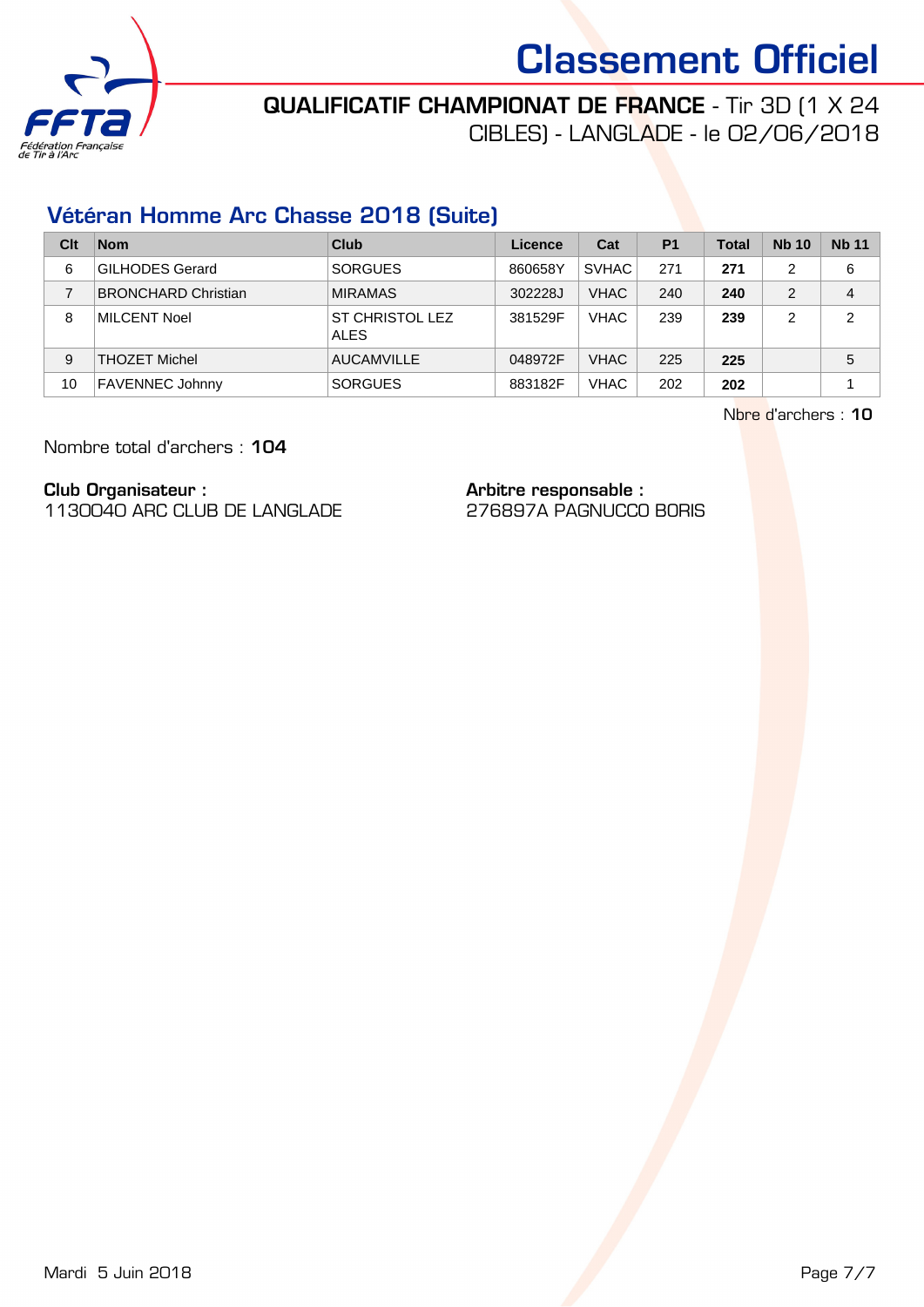# Classement Officiel

## QUALIFICATIF CHAMPIONAT DE FRANCE - Tir 3D (1 X 24 CIBLES) - LANGLADE - le 02/06/2018

### Vétéran Homme Arc Chasse 2018 (Suite)

| Clt | Nom | Club | Licence | Cat | P1 | Total | Nb 10 | Nb 11 |
|---|---|---|---|---|---|---|---|---|
| 6 | GILHODES Gerard | SORGUES | 860658Y | SVHAC | 271 | **271** | 2 | 6 |
| 7 | BRONCHARD Christian | MIRAMAS | 302228J | VHAC | 240 | **240** | 2 | 4 |
| 8 | MILCENT Noel | ST CHRISTOL LEZ ALES | 381529F | VHAC | 239 | **239** | 2 | 2 |
| 9 | THOZET Michel | AUCAMVILLE | 048972F | VHAC | 225 | **225** | | 5 |
| 10 | FAVENNEC Johnny | SORGUES | 883182F | VHAC | 202 | **202** | | 1 |

Nbre d'archers : **10**

Nombre total d'archers : **104**

**Club Organisateur :**
1130040 ARC CLUB DE LANGLADE

**Arbitre responsable :**
276897A PAGNUCCO BORIS

Mardi 5 Juin 2018